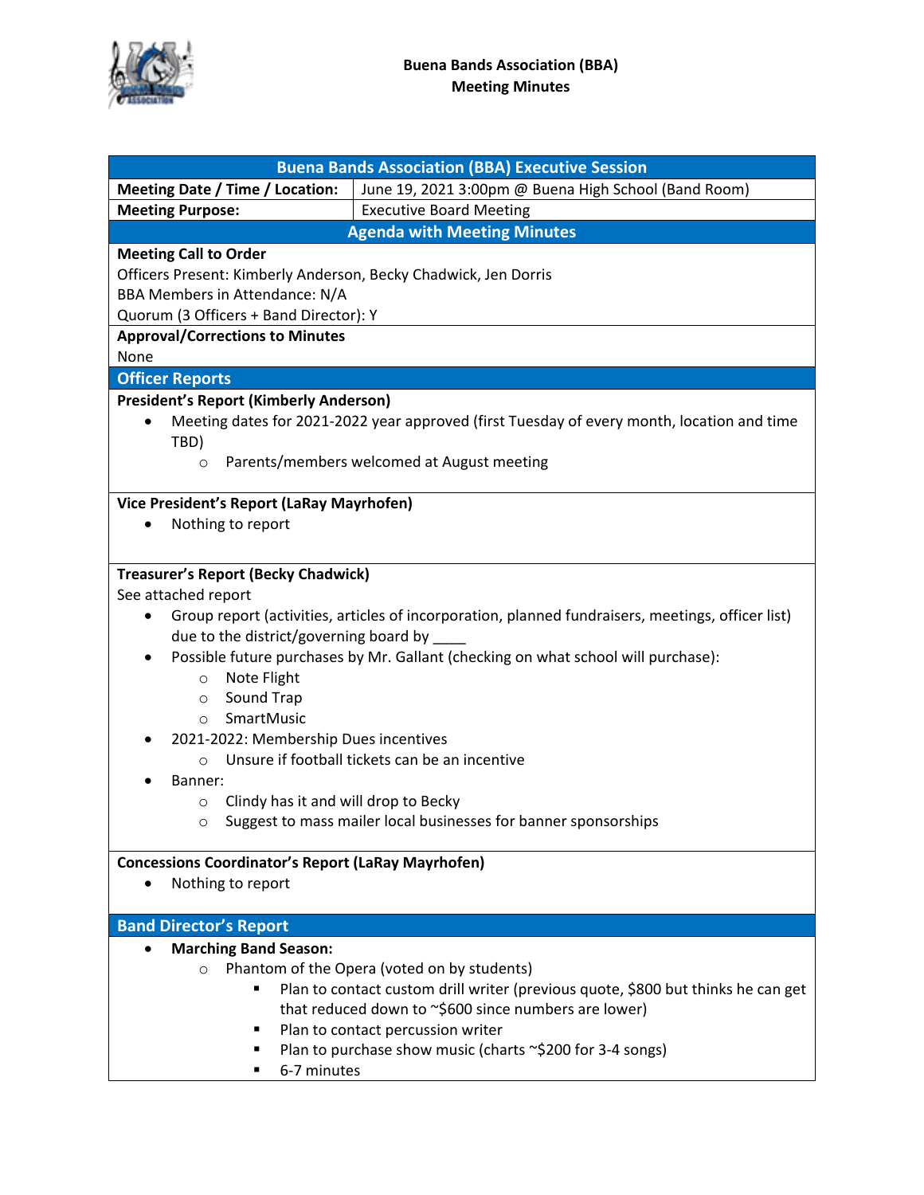# Buena Bands Association (BBA)
## Meeting Minutes

| Buena Bands Association (BBA) Executive Session | |
|---|---|
| **Meeting Date / Time / Location:** | June 19, 2021 3:00pm @ Buena High School (Band Room) |
| **Meeting Purpose:** | Executive Board Meeting |

## Agenda with Meeting Minutes

**Meeting Call to Order**

Officers Present: Kimberly Anderson, Becky Chadwick, Jen Dorris

BBA Members in Attendance: N/A

Quorum (3 Officers + Band Director): Y

**Approval/Corrections to Minutes**

None

## Officer Reports

**President's Report (Kimberly Anderson)**

- Meeting dates for 2021-2022 year approved (first Tuesday of every month, location and time TBD)
  - Parents/members welcomed at August meeting

**Vice President's Report (LaRay Mayrhofen)**

- Nothing to report

**Treasurer's Report (Becky Chadwick)**

See attached report

- Group report (activities, articles of incorporation, planned fundraisers, meetings, officer list) due to the district/governing board by ____
- Possible future purchases by Mr. Gallant (checking on what school will purchase):
  - Note Flight
  - Sound Trap
  - SmartMusic
- 2021-2022: Membership Dues incentives
  - Unsure if football tickets can be an incentive
- Banner:
  - Clindy has it and will drop to Becky
  - Suggest to mass mailer local businesses for banner sponsorships

**Concessions Coordinator's Report (LaRay Mayrhofen)**

- Nothing to report

## Band Director's Report

- **Marching Band Season:**
  - Phantom of the Opera (voted on by students)
    - Plan to contact custom drill writer (previous quote, $800 but thinks he can get that reduced down to ~$600 since numbers are lower)
    - Plan to contact percussion writer
    - Plan to purchase show music (charts ~$200 for 3-4 songs)
    - 6-7 minutes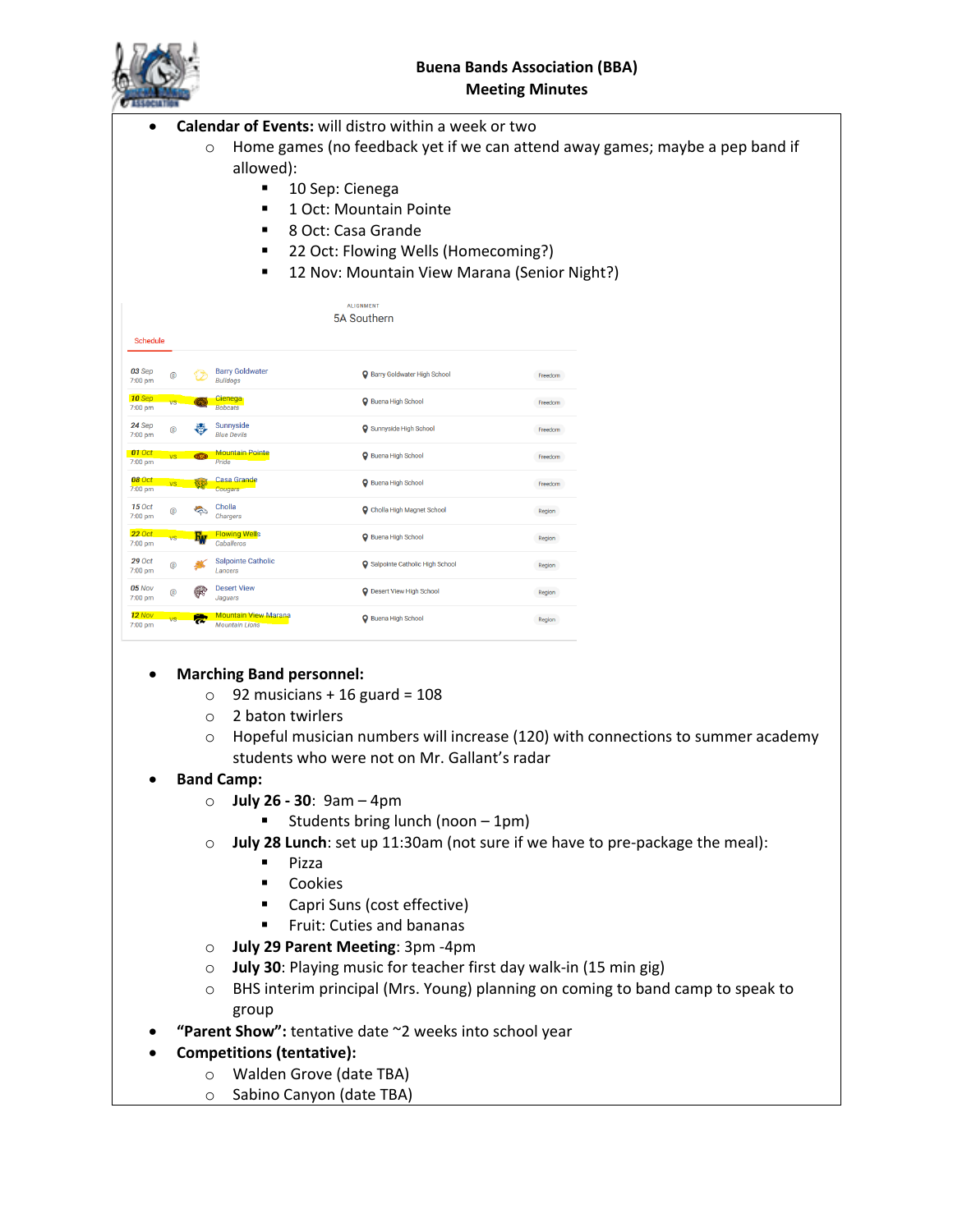# Buena Bands Association (BBA)

## Meeting Minutes

- **Calendar of Events:** will distro within a week or two
  - Home games (no feedback yet if we can attend away games; maybe a pep band if allowed):
    - 10 Sep: Cienega
    - 1 Oct: Mountain Pointe
    - 8 Oct: Casa Grande
    - 22 Oct: Flowing Wells (Homecoming?)
    - 12 Nov: Mountain View Marana (Senior Night?)

ALIGNMENT
5A Southern

Schedule

| Date | | Opponent | Location | Type |
|---|---|---|---|---|
| 03 Sep 7:00 pm | @ | Barry Goldwater Bulldogs | Barry Goldwater High School | Freedom |
| 10 Sep 7:00 pm | vs | Cienega Bobcats | Buena High School | Freedom |
| 24 Sep 7:00 pm | @ | Sunnyside Blue Devils | Sunnyside High School | Freedom |
| 01 Oct 7:00 pm | vs | Mountain Pointe Pride | Buena High School | Freedom |
| 08 Oct 7:00 pm | vs | Casa Grande Cougars | Buena High School | Freedom |
| 15 Oct 7:00 pm | @ | Cholla Chargers | Cholla High Magnet School | Region |
| 22 Oct 7:00 pm | vs | Flowing Wells Caballeros | Buena High School | Region |
| 29 Oct 7:00 pm | @ | Salpointe Catholic Lancers | Salpointe Catholic High School | Region |
| 05 Nov 7:00 pm | @ | Desert View Jaguars | Desert View High School | Region |
| 12 Nov 7:00 pm | vs | Mountain View Marana Mountain Lions | Buena High School | Region |

- **Marching Band personnel:**
  - 92 musicians + 16 guard = 108
  - 2 baton twirlers
  - Hopeful musician numbers will increase (120) with connections to summer academy students who were not on Mr. Gallant's radar
- **Band Camp:**
  - **July 26 - 30**: 9am – 4pm
    - Students bring lunch (noon – 1pm)
  - **July 28 Lunch**: set up 11:30am (not sure if we have to pre-package the meal):
    - Pizza
    - Cookies
    - Capri Suns (cost effective)
    - Fruit: Cuties and bananas
  - **July 29 Parent Meeting**: 3pm -4pm
  - **July 30**: Playing music for teacher first day walk-in (15 min gig)
  - BHS interim principal (Mrs. Young) planning on coming to band camp to speak to group
- **"Parent Show":** tentative date ~2 weeks into school year
- **Competitions (tentative):**
  - Walden Grove (date TBA)
  - Sabino Canyon (date TBA)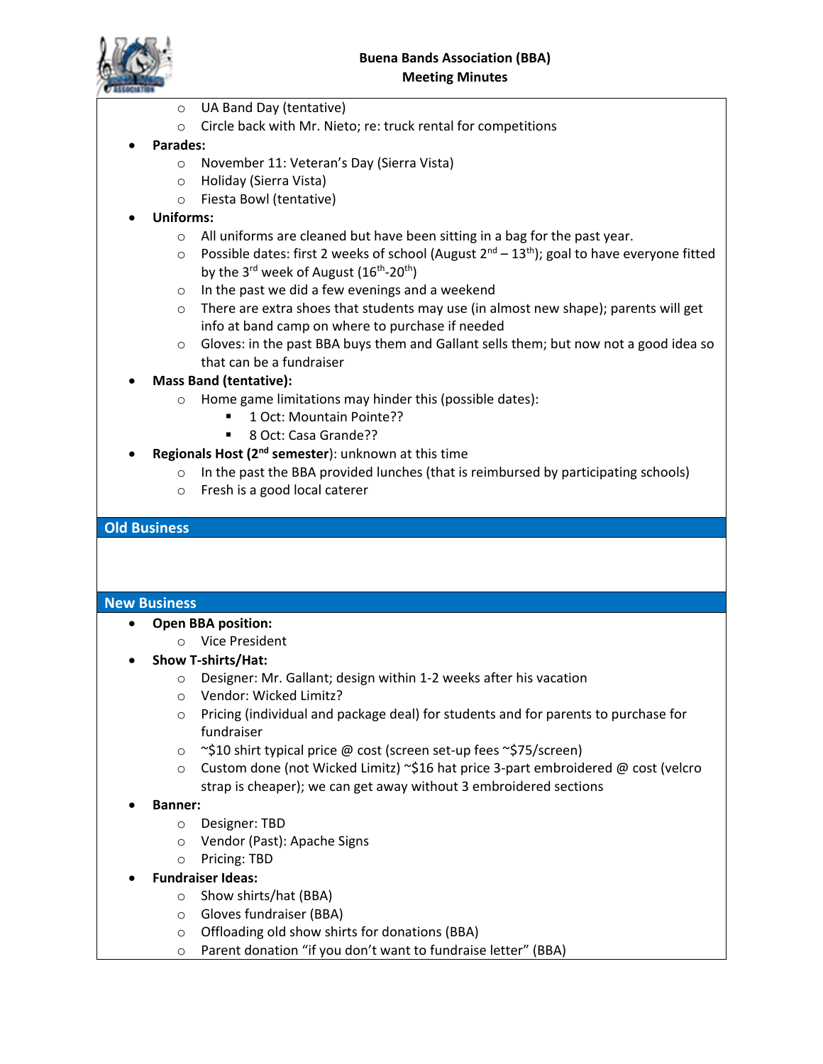- UA Band Day (tentative)
- Circle back with Mr. Nieto; re: truck rental for competitions

- **Parades:**
  - November 11: Veteran's Day (Sierra Vista)
  - Holiday (Sierra Vista)
  - Fiesta Bowl (tentative)
- **Uniforms:**
  - All uniforms are cleaned but have been sitting in a bag for the past year.
  - Possible dates: first 2 weeks of school (August 2nd – 13th); goal to have everyone fitted by the 3rd week of August (16th-20th)
  - In the past we did a few evenings and a weekend
  - There are extra shoes that students may use (in almost new shape); parents will get info at band camp on where to purchase if needed
  - Gloves: in the past BBA buys them and Gallant sells them; but now not a good idea so that can be a fundraiser
- **Mass Band (tentative):**
  - Home game limitations may hinder this (possible dates):
    - 1 Oct: Mountain Pointe??
    - 8 Oct: Casa Grande??
- **Regionals Host (2nd semester)**: unknown at this time
  - In the past the BBA provided lunches (that is reimbursed by participating schools)
  - Fresh is a good local caterer

## Old Business

## New Business

- **Open BBA position:**
  - Vice President
- **Show T-shirts/Hat:**
  - Designer: Mr. Gallant; design within 1-2 weeks after his vacation
  - Vendor: Wicked Limitz?
  - Pricing (individual and package deal) for students and for parents to purchase for fundraiser
  - ~$10 shirt typical price @ cost (screen set-up fees ~$75/screen)
  - Custom done (not Wicked Limitz) ~$16 hat price 3-part embroidered @ cost (velcro strap is cheaper); we can get away without 3 embroidered sections
- **Banner:**
  - Designer: TBD
  - Vendor (Past): Apache Signs
  - Pricing: TBD
- **Fundraiser Ideas:**
  - Show shirts/hat (BBA)
  - Gloves fundraiser (BBA)
  - Offloading old show shirts for donations (BBA)
  - Parent donation "if you don't want to fundraise letter" (BBA)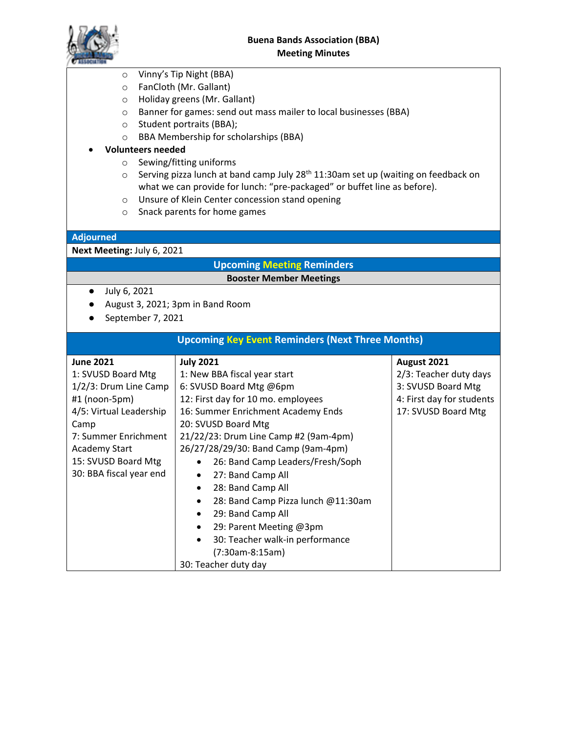**Buena Bands Association (BBA)**
**Meeting Minutes**

- Vinny's Tip Night (BBA)
- FanCloth (Mr. Gallant)
- Holiday greens (Mr. Gallant)
- Banner for games: send out mass mailer to local businesses (BBA)
- Student portraits (BBA);
- BBA Membership for scholarships (BBA)

- **Volunteers needed**
  - Sewing/fitting uniforms
  - Serving pizza lunch at band camp July 28th 11:30am set up (waiting on feedback on what we can provide for lunch: "pre-packaged" or buffet line as before).
  - Unsure of Klein Center concession stand opening
  - Snack parents for home games

## Adjourned

**Next Meeting:** July 6, 2021

## Upcoming Meeting Reminders

### Booster Member Meetings

- July 6, 2021
- August 3, 2021; 3pm in Band Room
- September 7, 2021

## Upcoming Key Event Reminders (Next Three Months)

| June 2021 | July 2021 | August 2021 |
|---|---|---|
| 1: SVUSD Board Mtg<br>1/2/3: Drum Line Camp #1 (noon-5pm)<br>4/5: Virtual Leadership Camp<br>7: Summer Enrichment Academy Start<br>15: SVUSD Board Mtg<br>30: BBA fiscal year end | 1: New BBA fiscal year start<br>6: SVUSD Board Mtg @6pm<br>12: First day for 10 mo. employees<br>16: Summer Enrichment Academy Ends<br>20: SVUSD Board Mtg<br>21/22/23: Drum Line Camp #2 (9am-4pm)<br>26/27/28/29/30: Band Camp (9am-4pm)<br>• 26: Band Camp Leaders/Fresh/Soph<br>• 27: Band Camp All<br>• 28: Band Camp All<br>• 28: Band Camp Pizza lunch @11:30am<br>• 29: Band Camp All<br>• 29: Parent Meeting @3pm<br>• 30: Teacher walk-in performance (7:30am-8:15am)<br>30: Teacher duty day | 2/3: Teacher duty days<br>3: SVUSD Board Mtg<br>4: First day for students<br>17: SVUSD Board Mtg |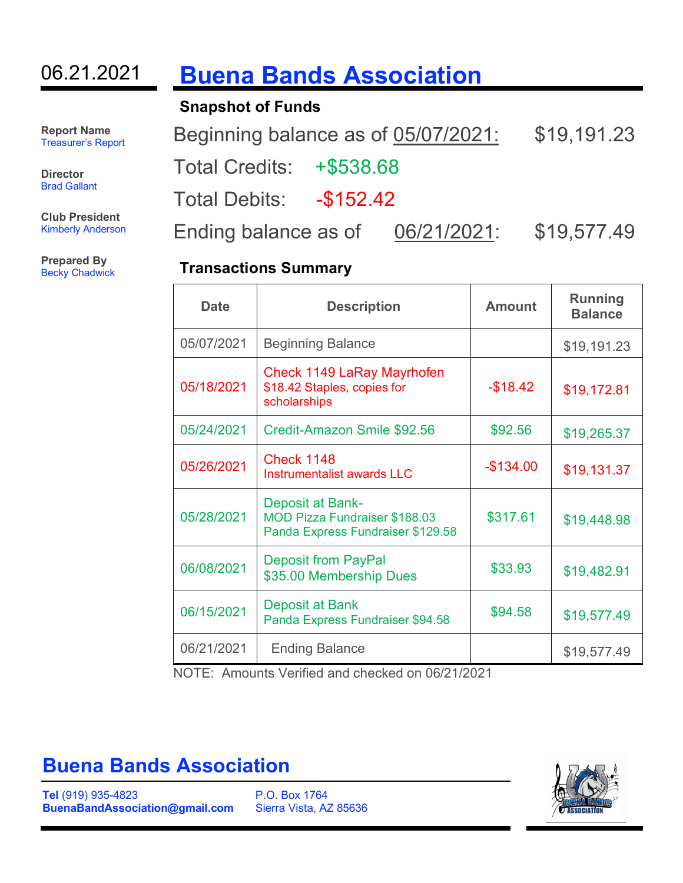06.21.2021

# Buena Bands Association

**Report Name**
Treasurer's Report

**Director**
Brad Gallant

**Club President**
Kimberly Anderson

**Prepared By**
Becky Chadwick

## Snapshot of Funds

Beginning balance as of 05/07/2021: $19,191.23

Total Credits: +$538.68

Total Debits: -$152.42

Ending balance as of 06/21/2021: $19,577.49

## Transactions Summary

| Date | Description | Amount | Running Balance |
|---|---|---|---|
| 05/07/2021 | Beginning Balance | | $19,191.23 |
| 05/18/2021 | Check 1149 LaRay Mayrhofen<br>$18.42 Staples, copies for scholarships | -$18.42 | $19,172.81 |
| 05/24/2021 | Credit-Amazon Smile $92.56 | $92.56 | $19,265.37 |
| 05/26/2021 | Check 1148<br>Instrumentalist awards LLC | -$134.00 | $19,131.37 |
| 05/28/2021 | Deposit at Bank-<br>MOD Pizza Fundraiser $188.03<br>Panda Express Fundraiser $129.58 | $317.61 | $19,448.98 |
| 06/08/2021 | Deposit from PayPal<br>$35.00 Membership Dues | $33.93 | $19,482.91 |
| 06/15/2021 | Deposit at Bank<br>Panda Express Fundraiser $94.58 | $94.58 | $19,577.49 |
| 06/21/2021 | Ending Balance | | $19,577.49 |

NOTE: Amounts Verified and checked on 06/21/2021

**Buena Bands Association**

**Tel** (919) 935-4823
**BuenaBandAssociation@gmail.com**

P.O. Box 1764
Sierra Vista, AZ 85636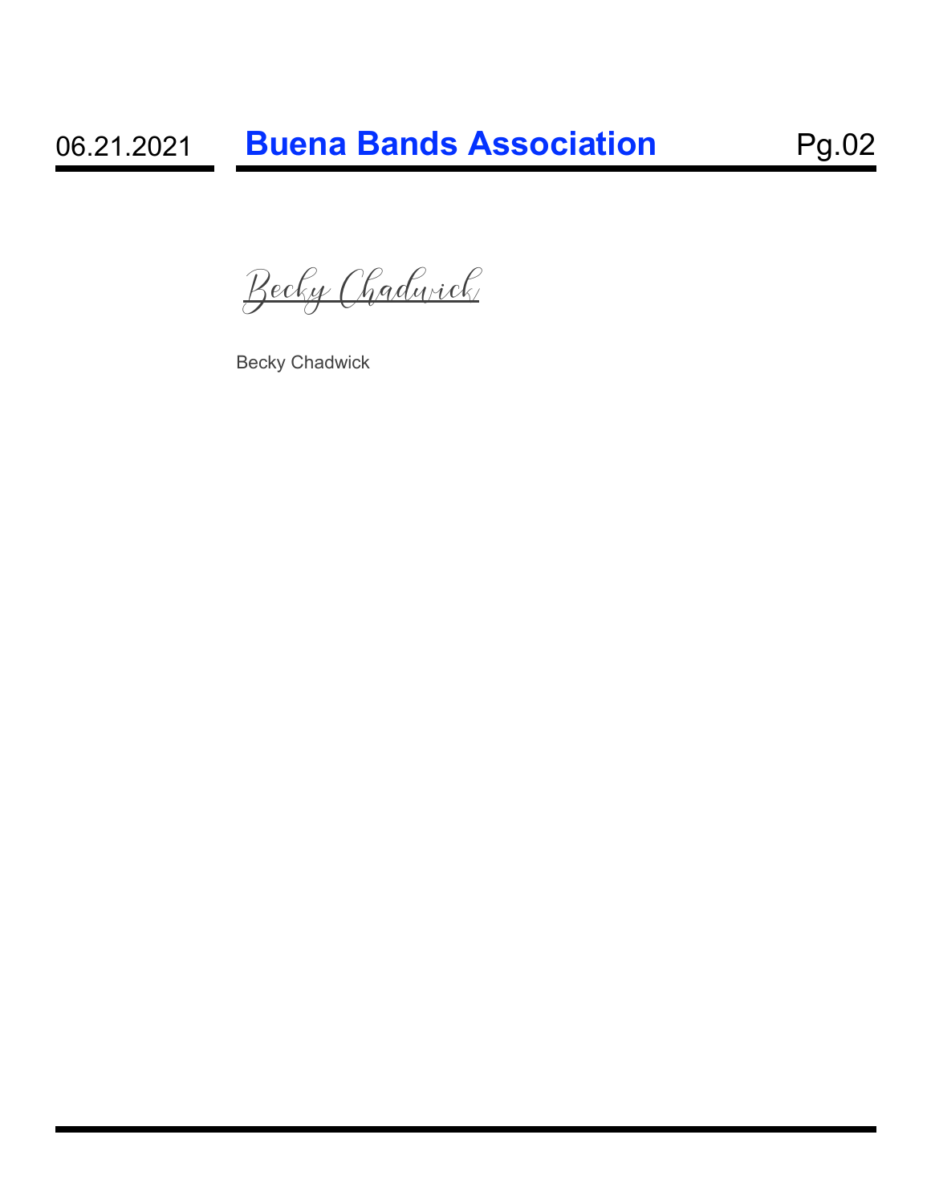Becky Chadwick

Becky Chadwick